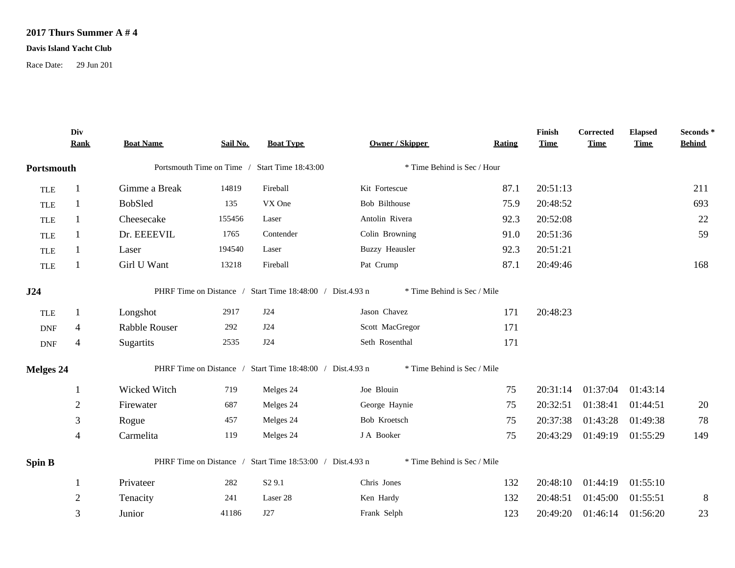**2017 Thurs Summer A # 4**

**Davis Island Yacht Club**

Race Date: 29 Jun 201

| | Div Rank | Boat Name | Sail No. | Boat Type | Owner / Skipper | Rating | Finish Time | Corrected Time | Elapsed Time | Seconds * Behind |
|---|---|---|---|---|---|---|---|---|---|---|
| **Portsmouth** | | Portsmouth Time on Time / Start Time 18:43:00 | | | * Time Behind is Sec / Hour | | | | | |
| TLE | 1 | Gimme a Break | 14819 | Fireball | Kit Fortescue | 87.1 | 20:51:13 | | | 211 |
| TLE | 1 | BobSled | 135 | VX One | Bob Bilthouse | 75.9 | 20:48:52 | | | 693 |
| TLE | 1 | Cheesecake | 155456 | Laser | Antolin Rivera | 92.3 | 20:52:08 | | | 22 |
| TLE | 1 | Dr. EEEEVIL | 1765 | Contender | Colin Browning | 91.0 | 20:51:36 | | | 59 |
| TLE | 1 | Laser | 194540 | Laser | Buzzy Heausler | 92.3 | 20:51:21 | | | |
| TLE | 1 | Girl U Want | 13218 | Fireball | Pat Crump | 87.1 | 20:49:46 | | | 168 |
| **J24** | | PHRF Time on Distance / Start Time 18:48:00 / Dist.4.93 n | | | * Time Behind is Sec / Mile | | | | | |
| TLE | 1 | Longshot | 2917 | J24 | Jason Chavez | 171 | 20:48:23 | | | |
| DNF | 4 | Rabble Rouser | 292 | J24 | Scott MacGregor | 171 | | | | |
| DNF | 4 | Sugartits | 2535 | J24 | Seth Rosenthal | 171 | | | | |
| **Melges 24** | | PHRF Time on Distance / Start Time 18:48:00 / Dist.4.93 n | | | * Time Behind is Sec / Mile | | | | | |
| | 1 | Wicked Witch | 719 | Melges 24 | Joe Blouin | 75 | 20:31:14 | 01:37:04 | 01:43:14 | |
| | 2 | Firewater | 687 | Melges 24 | George Haynie | 75 | 20:32:51 | 01:38:41 | 01:44:51 | 20 |
| | 3 | Rogue | 457 | Melges 24 | Bob Kroetsch | 75 | 20:37:38 | 01:43:28 | 01:49:38 | 78 |
| | 4 | Carmelita | 119 | Melges 24 | J A Booker | 75 | 20:43:29 | 01:49:19 | 01:55:29 | 149 |
| **Spin B** | | PHRF Time on Distance / Start Time 18:53:00 / Dist.4.93 n | | | * Time Behind is Sec / Mile | | | | | |
| | 1 | Privateer | 282 | S2 9.1 | Chris Jones | 132 | 20:48:10 | 01:44:19 | 01:55:10 | |
| | 2 | Tenacity | 241 | Laser 28 | Ken Hardy | 132 | 20:48:51 | 01:45:00 | 01:55:51 | 8 |
| | 3 | Junior | 41186 | J27 | Frank Selph | 123 | 20:49:20 | 01:46:14 | 01:56:20 | 23 |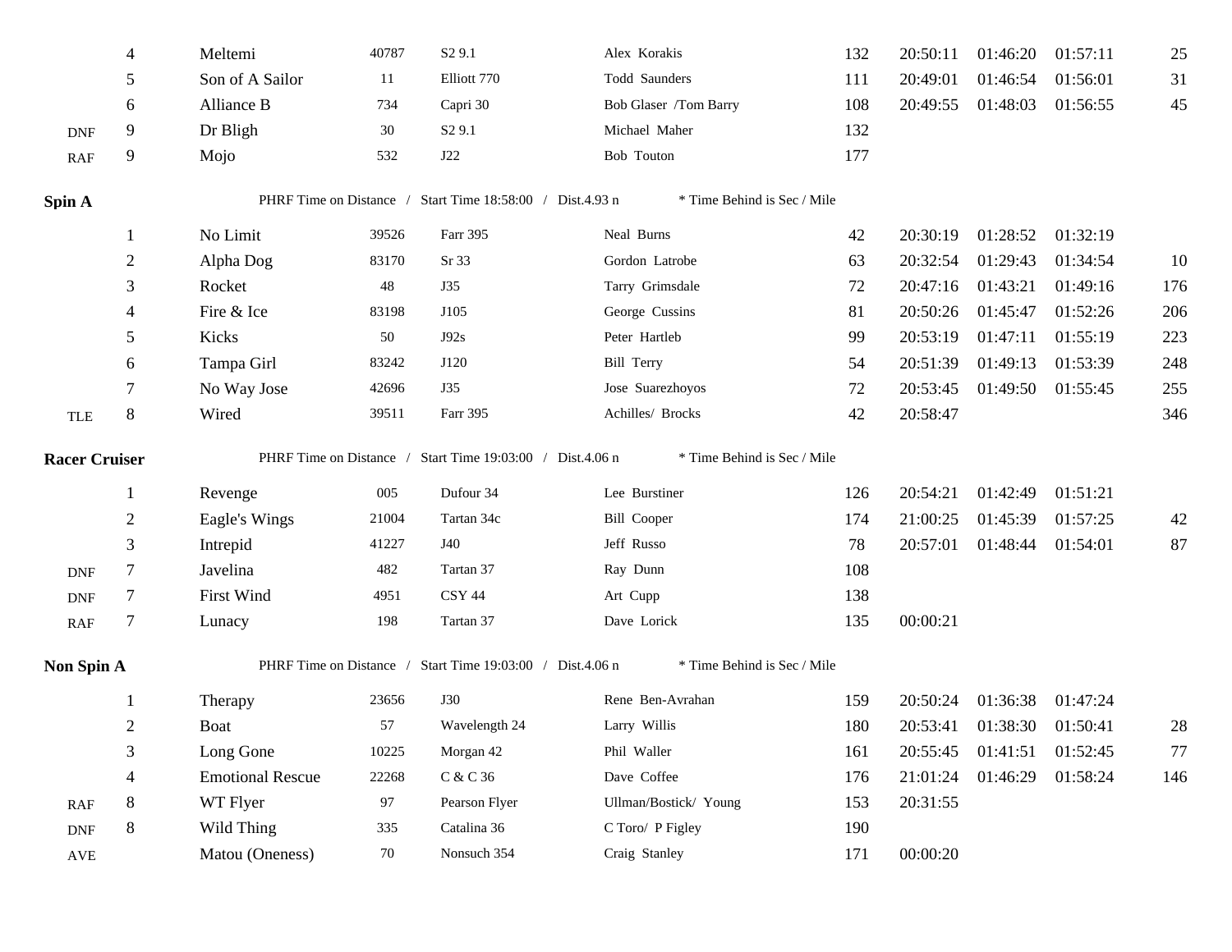| | | | | | | | | | | |
|---|---|---|---|---|---|---|---|---|---|---|
| | 4 | Meltemi | 40787 | S2 9.1 | Alex Korakis | 132 | 20:50:11 | 01:46:20 | 01:57:11 | 25 |
| | 5 | Son of A Sailor | 11 | Elliott 770 | Todd Saunders | 111 | 20:49:01 | 01:46:54 | 01:56:01 | 31 |
| | 6 | Alliance B | 734 | Capri 30 | Bob Glaser /Tom Barry | 108 | 20:49:55 | 01:48:03 | 01:56:55 | 45 |
| DNF | 9 | Dr Bligh | 30 | S2 9.1 | Michael Maher | 132 | | | | |
| RAF | 9 | Mojo | 532 | J22 | Bob Touton | 177 | | | | |

**Spin A** PHRF Time on Distance / Start Time 18:58:00 / Dist.4.93 n * Time Behind is Sec / Mile

| | | | | | | | | | | |
|---|---|---|---|---|---|---|---|---|---|---|
| | 1 | No Limit | 39526 | Farr 395 | Neal Burns | 42 | 20:30:19 | 01:28:52 | 01:32:19 | |
| | 2 | Alpha Dog | 83170 | Sr 33 | Gordon Latrobe | 63 | 20:32:54 | 01:29:43 | 01:34:54 | 10 |
| | 3 | Rocket | 48 | J35 | Tarry Grimsdale | 72 | 20:47:16 | 01:43:21 | 01:49:16 | 176 |
| | 4 | Fire & Ice | 83198 | J105 | George Cussins | 81 | 20:50:26 | 01:45:47 | 01:52:26 | 206 |
| | 5 | Kicks | 50 | J92s | Peter Hartleb | 99 | 20:53:19 | 01:47:11 | 01:55:19 | 223 |
| | 6 | Tampa Girl | 83242 | J120 | Bill Terry | 54 | 20:51:39 | 01:49:13 | 01:53:39 | 248 |
| | 7 | No Way Jose | 42696 | J35 | Jose Suarezhoyos | 72 | 20:53:45 | 01:49:50 | 01:55:45 | 255 |
| TLE | 8 | Wired | 39511 | Farr 395 | Achilles/ Brocks | 42 | 20:58:47 | | | 346 |

**Racer Cruiser** PHRF Time on Distance / Start Time 19:03:00 / Dist.4.06 n * Time Behind is Sec / Mile

| | | | | | | | | | | |
|---|---|---|---|---|---|---|---|---|---|---|
| | 1 | Revenge | 005 | Dufour 34 | Lee Burstiner | 126 | 20:54:21 | 01:42:49 | 01:51:21 | |
| | 2 | Eagle's Wings | 21004 | Tartan 34c | Bill Cooper | 174 | 21:00:25 | 01:45:39 | 01:57:25 | 42 |
| | 3 | Intrepid | 41227 | J40 | Jeff Russo | 78 | 20:57:01 | 01:48:44 | 01:54:01 | 87 |
| DNF | 7 | Javelina | 482 | Tartan 37 | Ray Dunn | 108 | | | | |
| DNF | 7 | First Wind | 4951 | CSY 44 | Art Cupp | 138 | | | | |
| RAF | 7 | Lunacy | 198 | Tartan 37 | Dave Lorick | 135 | 00:00:21 | | | |

**Non Spin A** PHRF Time on Distance / Start Time 19:03:00 / Dist.4.06 n * Time Behind is Sec / Mile

| | | | | | | | | | | |
|---|---|---|---|---|---|---|---|---|---|---|
| | 1 | Therapy | 23656 | J30 | Rene Ben-Avrahan | 159 | 20:50:24 | 01:36:38 | 01:47:24 | |
| | 2 | Boat | 57 | Wavelength 24 | Larry Willis | 180 | 20:53:41 | 01:38:30 | 01:50:41 | 28 |
| | 3 | Long Gone | 10225 | Morgan 42 | Phil Waller | 161 | 20:55:45 | 01:41:51 | 01:52:45 | 77 |
| | 4 | Emotional Rescue | 22268 | C & C 36 | Dave Coffee | 176 | 21:01:24 | 01:46:29 | 01:58:24 | 146 |
| RAF | 8 | WT Flyer | 97 | Pearson Flyer | Ullman/Bostick/ Young | 153 | 20:31:55 | | | |
| DNF | 8 | Wild Thing | 335 | Catalina 36 | C Toro/ P Figley | 190 | | | | |
| AVE | | Matou (Oneness) | 70 | Nonsuch 354 | Craig Stanley | 171 | 00:00:20 | | | |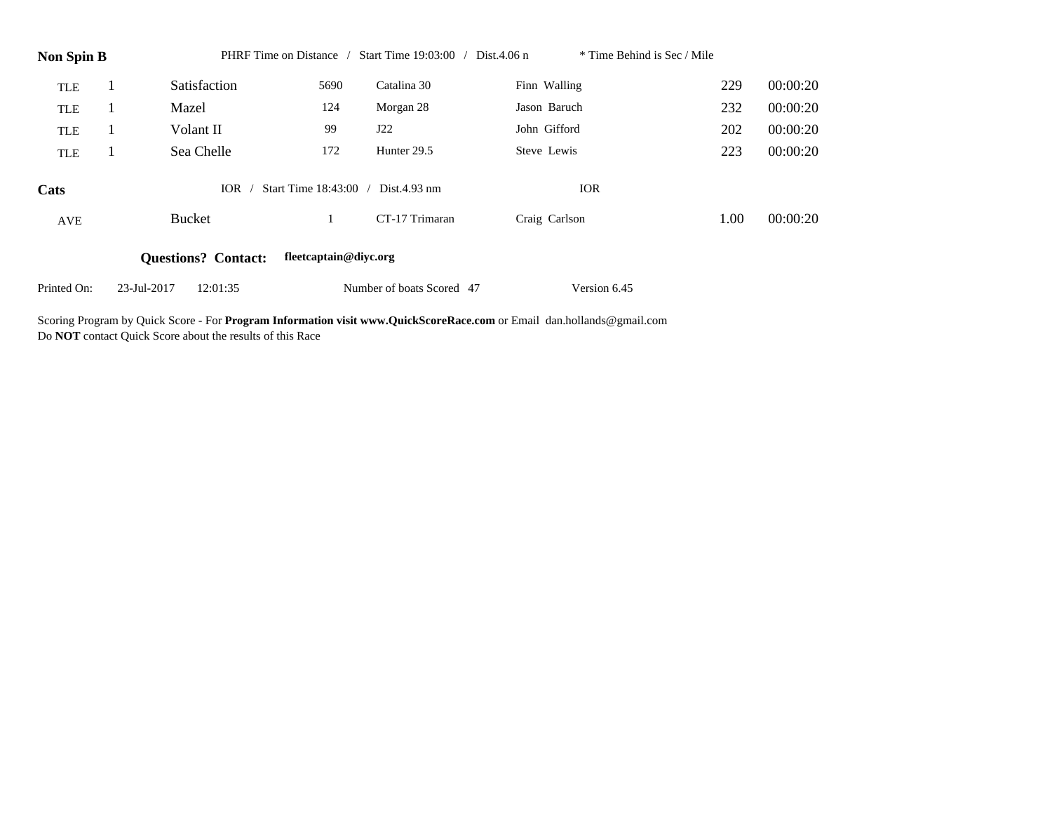**Non Spin B** PHRF Time on Distance / Start Time 19:03:00 / Dist.4.06 n * Time Behind is Sec / Mile

| | | | | | | | |
|---|---|---|---|---|---|---|---|
| TLE | 1 | Satisfaction | 5690 | Catalina 30 | Finn Walling | 229 | 00:00:20 |
| TLE | 1 | Mazel | 124 | Morgan 28 | Jason Baruch | 232 | 00:00:20 |
| TLE | 1 | Volant II | 99 | J22 | John Gifford | 202 | 00:00:20 |
| TLE | 1 | Sea Chelle | 172 | Hunter 29.5 | Steve Lewis | 223 | 00:00:20 |

**Cats** IOR / Start Time 18:43:00 / Dist.4.93 nm IOR

| | | | | | | | |
|---|---|---|---|---|---|---|---|
| AVE | | Bucket | 1 | CT-17 Trimaran | Craig Carlson | 1.00 | 00:00:20 |

**Questions? Contact:** **fleetcaptain@diyc.org**

Printed On: 23-Jul-2017 12:01:35 Number of boats Scored 47 Version 6.45

Scoring Program by Quick Score - For **Program Information visit www.QuickScoreRace.com** or Email dan.hollands@gmail.com
Do **NOT** contact Quick Score about the results of this Race